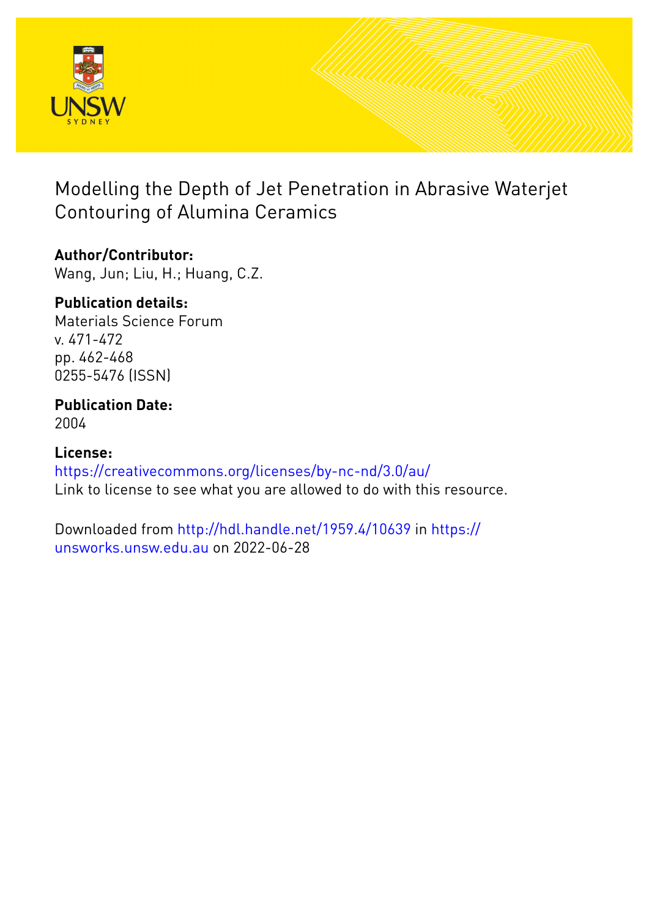# Modelling the Depth of Jet Penetration in Abrasive Waterjet Contouring of Alumina Ceramics

**Author/Contributor:**
Wang, Jun; Liu, H.; Huang, C.Z.

**Publication details:**
Materials Science Forum
v. 471-472
pp. 462-468
0255-5476 (ISSN)

**Publication Date:**
2004

**License:**
https://creativecommons.org/licenses/by-nc-nd/3.0/au/
Link to license to see what you are allowed to do with this resource.

Downloaded from http://hdl.handle.net/1959.4/10639 in https://unsworks.unsw.edu.au on 2022-06-28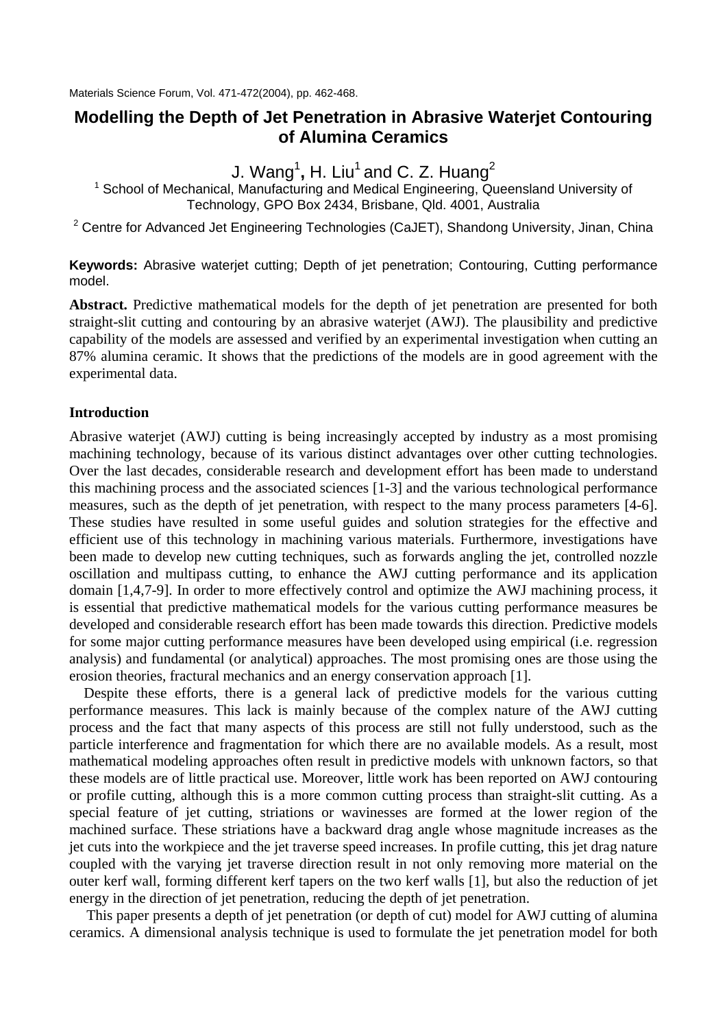Materials Science Forum, Vol. 471-472(2004), pp. 462-468.

# Modelling the Depth of Jet Penetration in Abrasive Waterjet Contouring of Alumina Ceramics

J. Wang[1], H. Liu[1] and C. Z. Huang[2]

[1] School of Mechanical, Manufacturing and Medical Engineering, Queensland University of Technology, GPO Box 2434, Brisbane, Qld. 4001, Australia

[2] Centre for Advanced Jet Engineering Technologies (CaJET), Shandong University, Jinan, China

**Keywords:** Abrasive waterjet cutting; Depth of jet penetration; Contouring, Cutting performance model.

**Abstract.** Predictive mathematical models for the depth of jet penetration are presented for both straight-slit cutting and contouring by an abrasive waterjet (AWJ). The plausibility and predictive capability of the models are assessed and verified by an experimental investigation when cutting an 87% alumina ceramic. It shows that the predictions of the models are in good agreement with the experimental data.

## Introduction

Abrasive waterjet (AWJ) cutting is being increasingly accepted by industry as a most promising machining technology, because of its various distinct advantages over other cutting technologies. Over the last decades, considerable research and development effort has been made to understand this machining process and the associated sciences [1-3] and the various technological performance measures, such as the depth of jet penetration, with respect to the many process parameters [4-6]. These studies have resulted in some useful guides and solution strategies for the effective and efficient use of this technology in machining various materials. Furthermore, investigations have been made to develop new cutting techniques, such as forwards angling the jet, controlled nozzle oscillation and multipass cutting, to enhance the AWJ cutting performance and its application domain [1,4,7-9]. In order to more effectively control and optimize the AWJ machining process, it is essential that predictive mathematical models for the various cutting performance measures be developed and considerable research effort has been made towards this direction. Predictive models for some major cutting performance measures have been developed using empirical (i.e. regression analysis) and fundamental (or analytical) approaches. The most promising ones are those using the erosion theories, fractural mechanics and an energy conservation approach [1].

Despite these efforts, there is a general lack of predictive models for the various cutting performance measures. This lack is mainly because of the complex nature of the AWJ cutting process and the fact that many aspects of this process are still not fully understood, such as the particle interference and fragmentation for which there are no available models. As a result, most mathematical modeling approaches often result in predictive models with unknown factors, so that these models are of little practical use. Moreover, little work has been reported on AWJ contouring or profile cutting, although this is a more common cutting process than straight-slit cutting. As a special feature of jet cutting, striations or wavinesses are formed at the lower region of the machined surface. These striations have a backward drag angle whose magnitude increases as the jet cuts into the workpiece and the jet traverse speed increases. In profile cutting, this jet drag nature coupled with the varying jet traverse direction result in not only removing more material on the outer kerf wall, forming different kerf tapers on the two kerf walls [1], but also the reduction of jet energy in the direction of jet penetration, reducing the depth of jet penetration.

This paper presents a depth of jet penetration (or depth of cut) model for AWJ cutting of alumina ceramics. A dimensional analysis technique is used to formulate the jet penetration model for both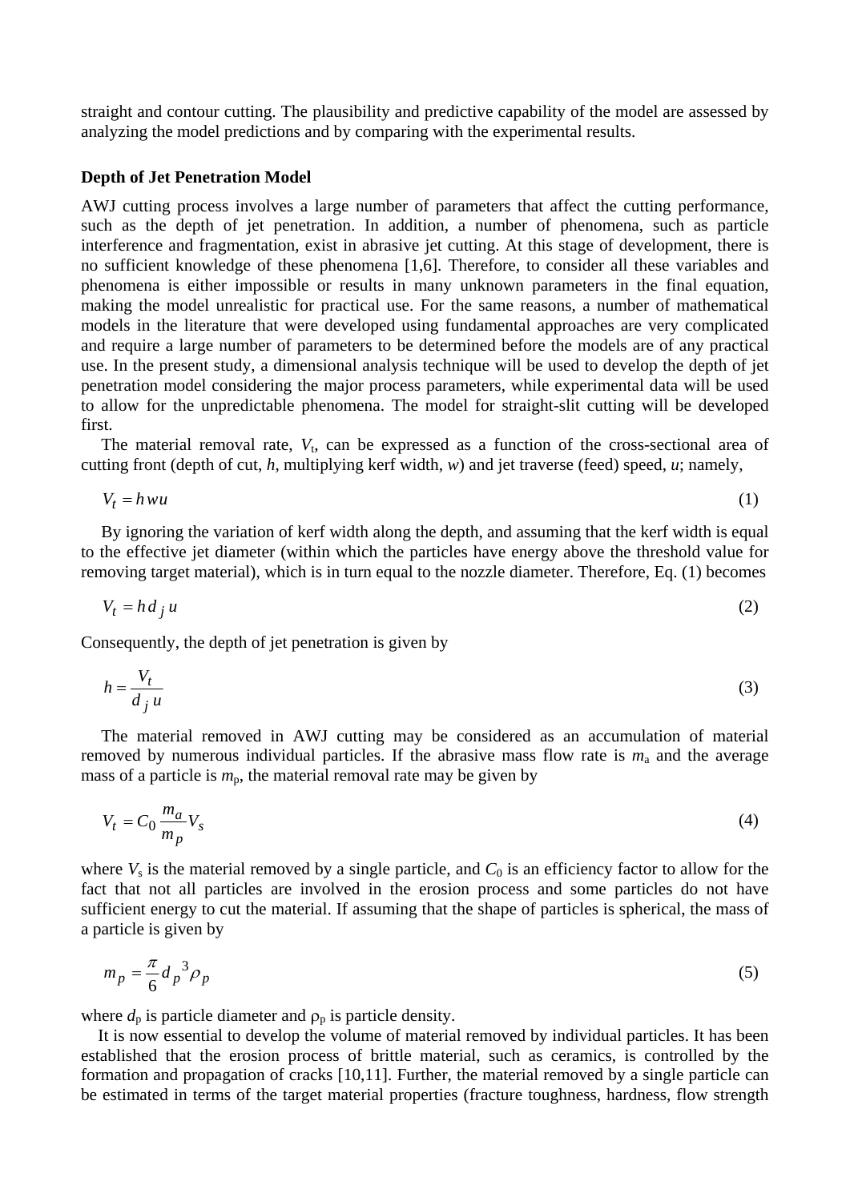straight and contour cutting. The plausibility and predictive capability of the model are assessed by analyzing the model predictions and by comparing with the experimental results.

**Depth of Jet Penetration Model**

AWJ cutting process involves a large number of parameters that affect the cutting performance, such as the depth of jet penetration. In addition, a number of phenomena, such as particle interference and fragmentation, exist in abrasive jet cutting. At this stage of development, there is no sufficient knowledge of these phenomena [1,6]. Therefore, to consider all these variables and phenomena is either impossible or results in many unknown parameters in the final equation, making the model unrealistic for practical use. For the same reasons, a number of mathematical models in the literature that were developed using fundamental approaches are very complicated and require a large number of parameters to be determined before the models are of any practical use. In the present study, a dimensional analysis technique will be used to develop the depth of jet penetration model considering the major process parameters, while experimental data will be used to allow for the unpredictable phenomena. The model for straight-slit cutting will be developed first.

The material removal rate, $V_t$, can be expressed as a function of the cross-sectional area of cutting front (depth of cut, $h$, multiplying kerf width, $w$) and jet traverse (feed) speed, $u$; namely,

$$V_t = h w u \tag{1}$$

By ignoring the variation of kerf width along the depth, and assuming that the kerf width is equal to the effective jet diameter (within which the particles have energy above the threshold value for removing target material), which is in turn equal to the nozzle diameter. Therefore, Eq. (1) becomes

$$V_t = h d_j u \tag{2}$$

Consequently, the depth of jet penetration is given by

$$h = \frac{V_t}{d_j u} \tag{3}$$

The material removed in AWJ cutting may be considered as an accumulation of material removed by numerous individual particles. If the abrasive mass flow rate is $m_a$ and the average mass of a particle is $m_p$, the material removal rate may be given by

$$V_t = C_0 \frac{m_a}{m_p} V_s \tag{4}$$

where $V_s$ is the material removed by a single particle, and $C_0$ is an efficiency factor to allow for the fact that not all particles are involved in the erosion process and some particles do not have sufficient energy to cut the material. If assuming that the shape of particles is spherical, the mass of a particle is given by

$$m_p = \frac{\pi}{6} d_p{}^3 \rho_p \tag{5}$$

where $d_p$ is particle diameter and $\rho_p$ is particle density.

It is now essential to develop the volume of material removed by individual particles. It has been established that the erosion process of brittle material, such as ceramics, is controlled by the formation and propagation of cracks [10,11]. Further, the material removed by a single particle can be estimated in terms of the target material properties (fracture toughness, hardness, flow strength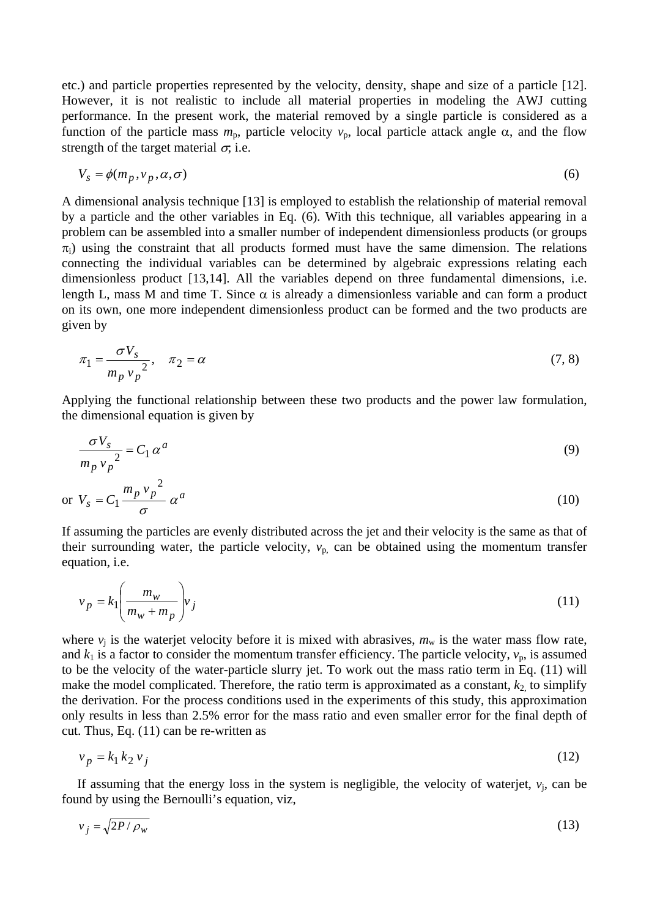etc.) and particle properties represented by the velocity, density, shape and size of a particle [12]. However, it is not realistic to include all material properties in modeling the AWJ cutting performance. In the present work, the material removed by a single particle is considered as a function of the particle mass $m_p$, particle velocity $v_p$, local particle attack angle $\alpha$, and the flow strength of the target material $\sigma$; i.e.

$$V_s = \phi(m_p, v_p, \alpha, \sigma) \tag{6}$$

A dimensional analysis technique [13] is employed to establish the relationship of material removal by a particle and the other variables in Eq. (6). With this technique, all variables appearing in a problem can be assembled into a smaller number of independent dimensionless products (or groups $\pi_i$) using the constraint that all products formed must have the same dimension. The relations connecting the individual variables can be determined by algebraic expressions relating each dimensionless product [13,14]. All the variables depend on three fundamental dimensions, i.e. length L, mass M and time T. Since $\alpha$ is already a dimensionless variable and can form a product on its own, one more independent dimensionless product can be formed and the two products are given by

$$\pi_1 = \frac{\sigma V_s}{m_p \, v_p^{\,2}}, \quad \pi_2 = \alpha \tag{7, 8}$$

Applying the functional relationship between these two products and the power law formulation, the dimensional equation is given by

$$\frac{\sigma V_s}{m_p \, v_p^{\,2}} = C_1 \alpha^a \tag{9}$$

$$\text{or} \;\; V_s = C_1 \frac{m_p \, v_p^{\,2}}{\sigma} \alpha^a \tag{10}$$

If assuming the particles are evenly distributed across the jet and their velocity is the same as that of their surrounding water, the particle velocity, $v_p$, can be obtained using the momentum transfer equation, i.e.

$$v_p = k_1 \left( \frac{m_w}{m_w + m_p} \right) v_j \tag{11}$$

where $v_j$ is the waterjet velocity before it is mixed with abrasives, $m_w$ is the water mass flow rate, and $k_1$ is a factor to consider the momentum transfer efficiency. The particle velocity, $v_p$, is assumed to be the velocity of the water-particle slurry jet. To work out the mass ratio term in Eq. (11) will make the model complicated. Therefore, the ratio term is approximated as a constant, $k_2$, to simplify the derivation. For the process conditions used in the experiments of this study, this approximation only results in less than 2.5% error for the mass ratio and even smaller error for the final depth of cut. Thus, Eq. (11) can be re-written as

$$v_p = k_1 \, k_2 \, v_j \tag{12}$$

If assuming that the energy loss in the system is negligible, the velocity of waterjet, $v_j$, can be found by using the Bernoulli's equation, viz,

$$v_j = \sqrt{2P / \rho_w} \tag{13}$$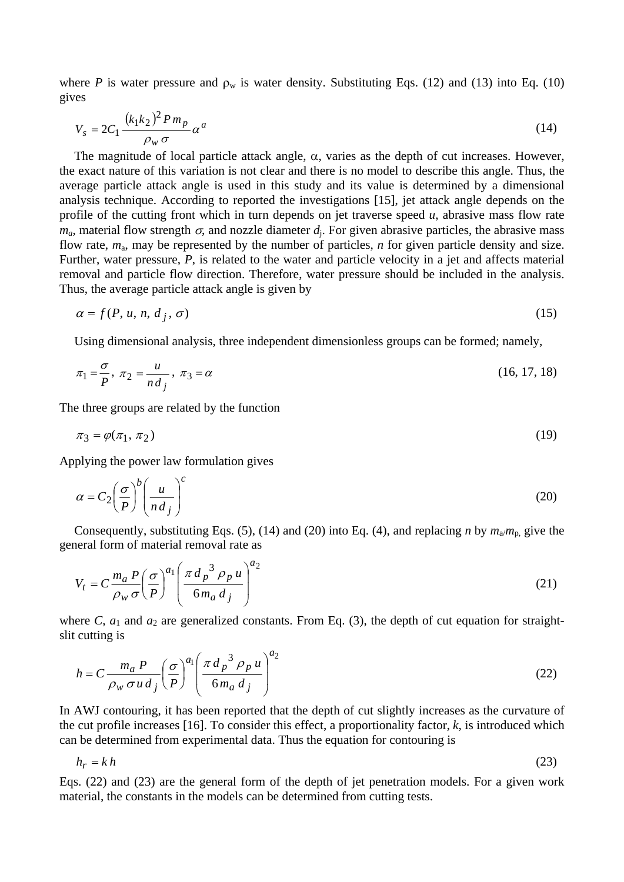where $P$ is water pressure and $\rho_w$ is water density. Substituting Eqs. (12) and (13) into Eq. (10) gives

$$V_s = 2C_1 \frac{(k_1 k_2)^2 P\, m_p}{\rho_w\, \sigma} \alpha^a \tag{14}$$

The magnitude of local particle attack angle, $\alpha$, varies as the depth of cut increases. However, the exact nature of this variation is not clear and there is no model to describe this angle. Thus, the average particle attack angle is used in this study and its value is determined by a dimensional analysis technique. According to reported the investigations [15], jet attack angle depends on the profile of the cutting front which in turn depends on jet traverse speed $u$, abrasive mass flow rate $m_a$, material flow strength $\sigma$, and nozzle diameter $d_j$. For given abrasive particles, the abrasive mass flow rate, $m_a$, may be represented by the number of particles, $n$ for given particle density and size. Further, water pressure, $P$, is related to the water and particle velocity in a jet and affects material removal and particle flow direction. Therefore, water pressure should be included in the analysis. Thus, the average particle attack angle is given by

$$\alpha = f(P, u, n, d_j, \sigma) \tag{15}$$

Using dimensional analysis, three independent dimensionless groups can be formed; namely,

$$\pi_1 = \frac{\sigma}{P},\ \pi_2 = \frac{u}{n\, d_j},\ \pi_3 = \alpha \tag{16, 17, 18}$$

The three groups are related by the function

$$\pi_3 = \varphi(\pi_1, \pi_2) \tag{19}$$

Applying the power law formulation gives

$$\alpha = C_2 \left(\frac{\sigma}{P}\right)^b \left(\frac{u}{n\, d_j}\right)^c \tag{20}$$

Consequently, substituting Eqs. (5), (14) and (20) into Eq. (4), and replacing $n$ by $m_a/m_p$, give the general form of material removal rate as

$$V_t = C \frac{m_a\, P}{\rho_w\, \sigma} \left(\frac{\sigma}{P}\right)^{a_1} \left(\frac{\pi\, d_p^{\,3}\, \rho_p\, u}{6 m_a\, d_j}\right)^{a_2} \tag{21}$$

where $C$, $a_1$ and $a_2$ are generalized constants. From Eq. (3), the depth of cut equation for straight-slit cutting is

$$h = C \frac{m_a\, P}{\rho_w\, \sigma\, u\, d_j} \left(\frac{\sigma}{P}\right)^{a_1} \left(\frac{\pi\, d_p^{\,3}\, \rho_p\, u}{6 m_a\, d_j}\right)^{a_2} \tag{22}$$

In AWJ contouring, it has been reported that the depth of cut slightly increases as the curvature of the cut profile increases [16]. To consider this effect, a proportionality factor, $k$, is introduced which can be determined from experimental data. Thus the equation for contouring is

$$h_r = k\, h \tag{23}$$

Eqs. (22) and (23) are the general form of the depth of jet penetration models. For a given work material, the constants in the models can be determined from cutting tests.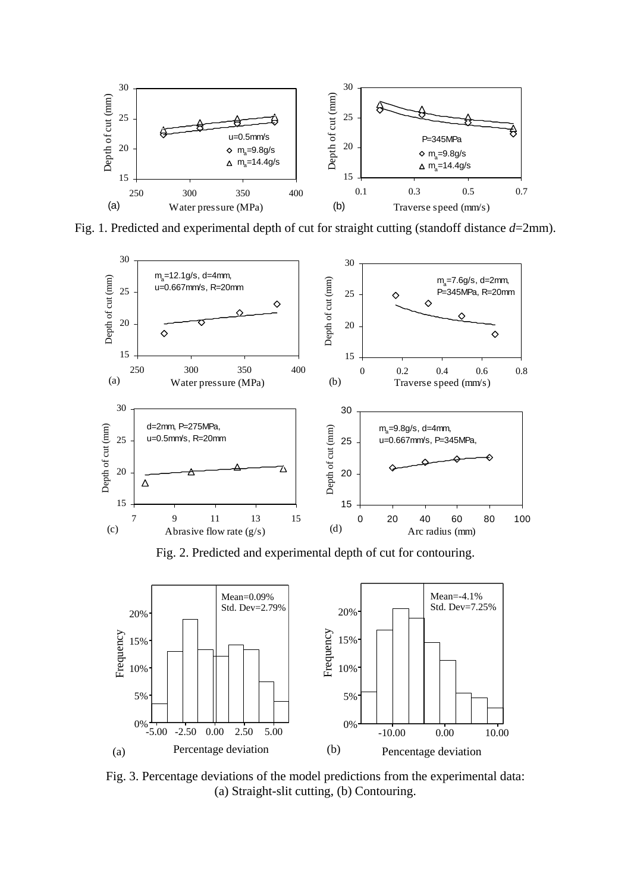Fig. 1. Predicted and experimental depth of cut for straight cutting (standoff distance *d*=2mm).

Fig. 2. Predicted and experimental depth of cut for contouring.

Fig. 3. Percentage deviations of the model predictions from the experimental data: (a) Straight-slit cutting, (b) Contouring.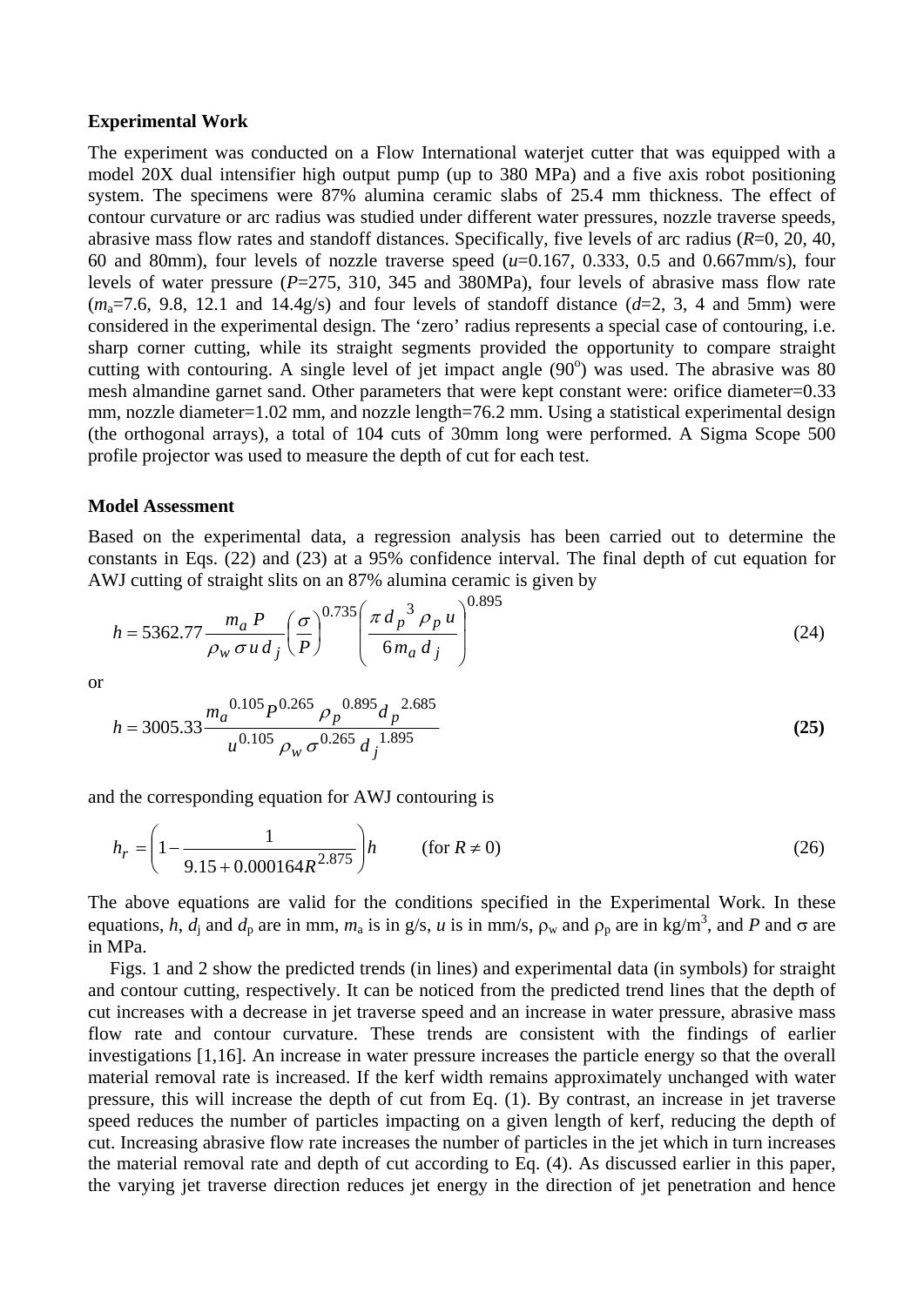**Experimental Work**

The experiment was conducted on a Flow International waterjet cutter that was equipped with a model 20X dual intensifier high output pump (up to 380 MPa) and a five axis robot positioning system. The specimens were 87% alumina ceramic slabs of 25.4 mm thickness. The effect of contour curvature or arc radius was studied under different water pressures, nozzle traverse speeds, abrasive mass flow rates and standoff distances. Specifically, five levels of arc radius ($R$=0, 20, 40, 60 and 80mm), four levels of nozzle traverse speed ($u$=0.167, 0.333, 0.5 and 0.667mm/s), four levels of water pressure ($P$=275, 310, 345 and 380MPa), four levels of abrasive mass flow rate ($m_a$=7.6, 9.8, 12.1 and 14.4g/s) and four levels of standoff distance ($d$=2, 3, 4 and 5mm) were considered in the experimental design. The 'zero' radius represents a special case of contouring, i.e. sharp corner cutting, while its straight segments provided the opportunity to compare straight cutting with contouring. A single level of jet impact angle ($90^o$) was used. The abrasive was 80 mesh almandine garnet sand. Other parameters that were kept constant were: orifice diameter=0.33 mm, nozzle diameter=1.02 mm, and nozzle length=76.2 mm. Using a statistical experimental design (the orthogonal arrays), a total of 104 cuts of 30mm long were performed. A Sigma Scope 500 profile projector was used to measure the depth of cut for each test.

**Model Assessment**

Based on the experimental data, a regression analysis has been carried out to determine the constants in Eqs. (22) and (23) at a 95% confidence interval. The final depth of cut equation for AWJ cutting of straight slits on an 87% alumina ceramic is given by

$$h = 5362.77\frac{m_a\, P}{\rho_w\, \sigma\, u\, d_j}\left(\frac{\sigma}{P}\right)^{0.735}\left(\frac{\pi\, d_p{}^3\, \rho_p\, u}{6 m_a\, d_j}\right)^{0.895} \qquad (24)$$

or

$$h = 3005.33\frac{m_a{}^{0.105} P^{0.265}\, \rho_p{}^{0.895} d_p{}^{2.685}}{u^{0.105}\, \rho_w\, \sigma^{0.265}\, d_j{}^{1.895}} \qquad \mathbf{(25)}$$

and the corresponding equation for AWJ contouring is

$$h_r = \left(1 - \frac{1}{9.15 + 0.000164 R^{2.875}}\right) h \qquad \text{(for } R \neq 0\text{)} \qquad (26)$$

The above equations are valid for the conditions specified in the Experimental Work. In these equations, $h$, $d_j$ and $d_p$ are in mm, $m_a$ is in g/s, $u$ is in mm/s, $\rho_w$ and $\rho_p$ are in kg/m$^3$, and $P$ and $\sigma$ are in MPa.

Figs. 1 and 2 show the predicted trends (in lines) and experimental data (in symbols) for straight and contour cutting, respectively. It can be noticed from the predicted trend lines that the depth of cut increases with a decrease in jet traverse speed and an increase in water pressure, abrasive mass flow rate and contour curvature. These trends are consistent with the findings of earlier investigations [1,16]. An increase in water pressure increases the particle energy so that the overall material removal rate is increased. If the kerf width remains approximately unchanged with water pressure, this will increase the depth of cut from Eq. (1). By contrast, an increase in jet traverse speed reduces the number of particles impacting on a given length of kerf, reducing the depth of cut. Increasing abrasive flow rate increases the number of particles in the jet which in turn increases the material removal rate and depth of cut according to Eq. (4). As discussed earlier in this paper, the varying jet traverse direction reduces jet energy in the direction of jet penetration and hence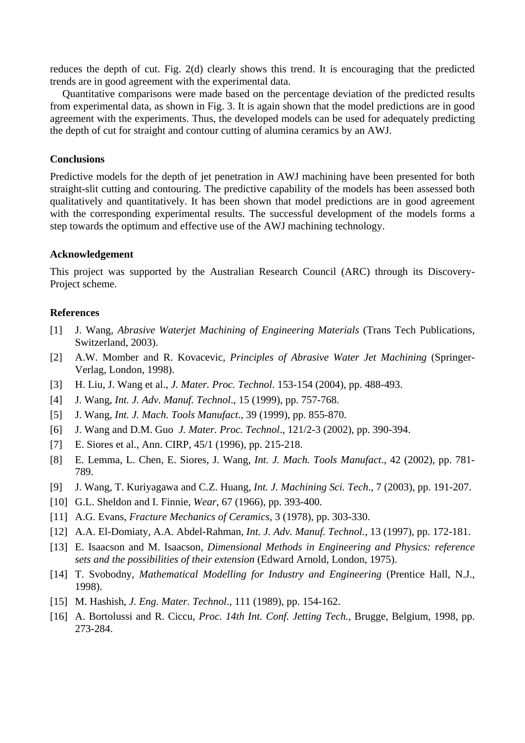reduces the depth of cut. Fig. 2(d) clearly shows this trend. It is encouraging that the predicted trends are in good agreement with the experimental data.

Quantitative comparisons were made based on the percentage deviation of the predicted results from experimental data, as shown in Fig. 3. It is again shown that the model predictions are in good agreement with the experiments. Thus, the developed models can be used for adequately predicting the depth of cut for straight and contour cutting of alumina ceramics by an AWJ.

**Conclusions**

Predictive models for the depth of jet penetration in AWJ machining have been presented for both straight-slit cutting and contouring. The predictive capability of the models has been assessed both qualitatively and quantitatively. It has been shown that model predictions are in good agreement with the corresponding experimental results. The successful development of the models forms a step towards the optimum and effective use of the AWJ machining technology.

**Acknowledgement**

This project was supported by the Australian Research Council (ARC) through its Discovery-Project scheme.

**References**

[1] J. Wang, *Abrasive Waterjet Machining of Engineering Materials* (Trans Tech Publications, Switzerland, 2003).

[2] A.W. Momber and R. Kovacevic, *Principles of Abrasive Water Jet Machining* (Springer-Verlag, London, 1998).

[3] H. Liu, J. Wang et al., *J. Mater. Proc. Technol*. 153-154 (2004), pp. 488-493.

[4] J. Wang, *Int. J. Adv. Manuf. Technol*., 15 (1999), pp. 757-768.

[5] J. Wang, *Int. J. Mach. Tools Manufact*., 39 (1999), pp. 855-870.

[6] J. Wang and D.M. Guo *J. Mater. Proc. Technol*., 121/2-3 (2002), pp. 390-394.

[7] E. Siores et al., Ann. CIRP, 45/1 (1996), pp. 215-218.

[8] E. Lemma, L. Chen, E. Siores, J. Wang, *Int. J. Mach. Tools Manufact*., 42 (2002), pp. 781-789.

[9] J. Wang, T. Kuriyagawa and C.Z. Huang, *Int. J. Machining Sci. Tech*., 7 (2003), pp. 191-207.

[10] G.L. Sheldon and I. Finnie, *Wear*, 67 (1966), pp. 393-400.

[11] A.G. Evans, *Fracture Mechanics of Ceramics*, 3 (1978), pp. 303-330.

[12] A.A. El-Domiaty, A.A. Abdel-Rahman, *Int. J. Adv. Manuf. Technol.*, 13 (1997), pp. 172-181.

[13] E. Isaacson and M. Isaacson, *Dimensional Methods in Engineering and Physics: reference sets and the possibilities of their extension* (Edward Arnold, London, 1975).

[14] T. Svobodny, *Mathematical Modelling for Industry and Engineering* (Prentice Hall, N.J., 1998).

[15] M. Hashish, *J. Eng. Mater. Technol*., 111 (1989), pp. 154-162.

[16] A. Bortolussi and R. Ciccu, *Proc. 14th Int. Conf. Jetting Tech.*, Brugge, Belgium, 1998, pp. 273-284.